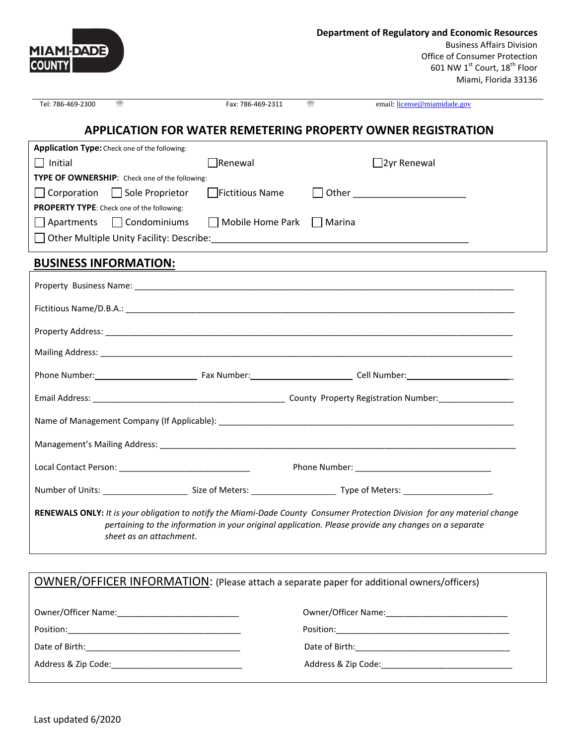**MIAMI-DADE COUNTY**

**Department of Regulatory and Economic Resources**
Business Affairs Division
Office of Consumer Protection
601 NW 1st Court, 18th Floor
Miami, Florida 33136

Tel: 786-469-2300 ☏ Fax: 786-469-2311 ☏ email: license@miamidade.gov

# APPLICATION FOR WATER REMETERING PROPERTY OWNER REGISTRATION

**Application Type:** Check one of the following:

☐ Initial ☐ Renewal ☐ 2yr Renewal

**TYPE OF OWNERSHIP**: Check one of the following:

☐ Corporation ☐ Sole Proprietor ☐ Fictitious Name ☐ Other ______________________

**PROPERTY TYPE**: Check one of the following:

☐ Apartments ☐ Condominiums ☐ Mobile Home Park ☐ Marina

☐ Other Multiple Unity Facility: Describe:__________________________________________________

## BUSINESS INFORMATION:

Property Business Name: ________________________________________________________________

Fictitious Name/D.B.A.: ________________________________________________________________

Property Address: ________________________________________________________________

Mailing Address: ________________________________________________________________

Phone Number:____________________ Fax Number:____________________ Cell Number:____________________

Email Address: ________________________________________ County Property Registration Number:________________

Name of Management Company (If Applicable): ________________________________________________

Management's Mailing Address: ________________________________________________________________

Local Contact Person: ___________________________ Phone Number: ____________________________

Number of Units: _________________ Size of Meters: _________________ Type of Meters: _________________

**RENEWALS ONLY:** *It is your obligation to notify the Miami-Dade County Consumer Protection Division for any material change pertaining to the information in your original application. Please provide any changes on a separate sheet as an attachment.*

## OWNER/OFFICER INFORMATION: (Please attach a separate paper for additional owners/officers)

Owner/Officer Name:_________________________ Owner/Officer Name:_________________________

Position:_____________________________________ Position:_____________________________________

Date of Birth:________________________________ Date of Birth:________________________________

Address & Zip Code:__________________________ Address & Zip Code:__________________________

Last updated 6/2020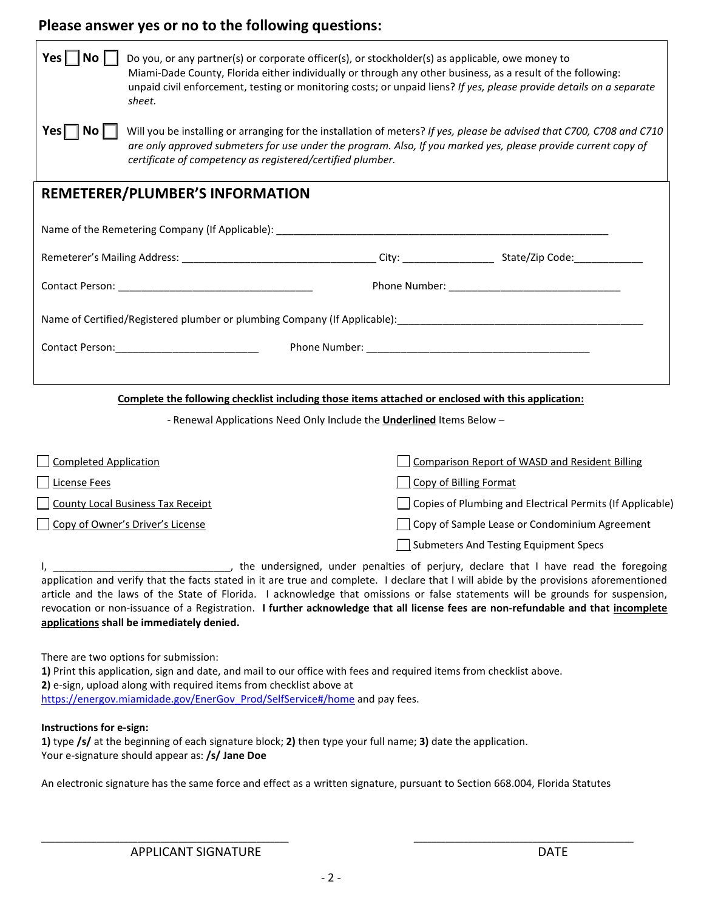## Please answer yes or no to the following questions:

**Yes** ☐ **No** ☐ Do you, or any partner(s) or corporate officer(s), or stockholder(s) as applicable, owe money to Miami-Dade County, Florida either individually or through any other business, as a result of the following: unpaid civil enforcement, testing or monitoring costs; or unpaid liens? *If yes, please provide details on a separate sheet.*

**Yes** ☐ **No** ☐ Will you be installing or arranging for the installation of meters? *If yes, please be advised that C700, C708 and C710 are only approved submeters for use under the program. Also, If you marked yes, please provide current copy of certificate of competency as registered/certified plumber.*

## REMETERER/PLUMBER'S INFORMATION

Name of the Remetering Company (If Applicable): ____________________________________________

Remeterer's Mailing Address: ______________________________ City: _______________ State/Zip Code: ____________

Contact Person: ________________________________ Phone Number: ____________________________

Name of Certified/Registered plumber or plumbing Company (If Applicable): ________________________________

Contact Person: ________________________ Phone Number: ______________________________________

**Complete the following checklist including those items attached or enclosed with this application:**

- Renewal Applications Need Only Include the **Underlined** Items Below –

- ☐ Completed Application
- ☐ License Fees
- ☐ County Local Business Tax Receipt
- ☐ Copy of Owner's Driver's License
- ☐ Comparison Report of WASD and Resident Billing
- ☐ Copy of Billing Format
- ☐ Copies of Plumbing and Electrical Permits (If Applicable)
- ☐ Copy of Sample Lease or Condominium Agreement
- ☐ Submeters And Testing Equipment Specs

I, ______________________________, the undersigned, under penalties of perjury, declare that I have read the foregoing application and verify that the facts stated in it are true and complete. I declare that I will abide by the provisions aforementioned article and the laws of the State of Florida. I acknowledge that omissions or false statements will be grounds for suspension, revocation or non-issuance of a Registration. **I further acknowledge that all license fees are non-refundable and that incomplete applications shall be immediately denied.**

There are two options for submission:

**1)** Print this application, sign and date, and mail to our office with fees and required items from checklist above.
**2)** e-sign, upload along with required items from checklist above at https://energov.miamidade.gov/EnerGov_Prod/SelfService#/home and pay fees.

**Instructions for e-sign:**

**1)** type **/s/** at the beginning of each signature block; **2)** then type your full name; **3)** date the application.
Your e-signature should appear as: **/s/ Jane Doe**

An electronic signature has the same force and effect as a written signature, pursuant to Section 668.004, Florida Statutes

______________________________________ ______________________________________
APPLICANT SIGNATURE DATE